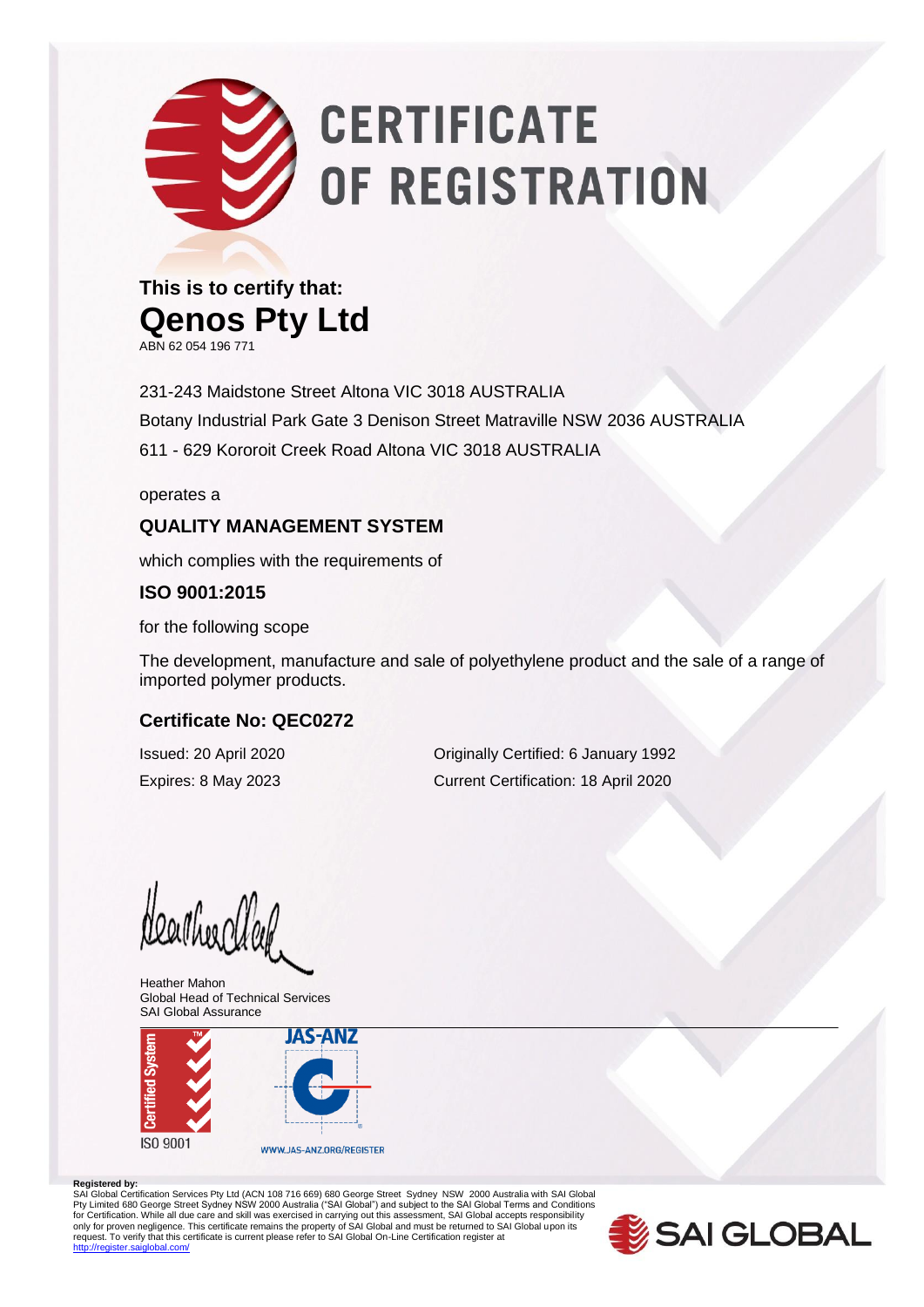# CERTIFICATE OF REGISTRATION

**This is to certify that:**

## Qenos Pty Ltd

ABN 62 054 196 771

231-243 Maidstone Street Altona VIC 3018 AUSTRALIA

Botany Industrial Park Gate 3 Denison Street Matraville NSW 2036 AUSTRALIA

611 - 629 Kororoit Creek Road Altona VIC 3018 AUSTRALIA

operates a

### QUALITY MANAGEMENT SYSTEM

which complies with the requirements of

### ISO 9001:2015

for the following scope

The development, manufacture and sale of polyethylene product and the sale of a range of imported polymer products.

### Certificate No: QEC0272

Issued: 20 April 2020

Expires: 8 May 2023

Originally Certified: 6 January 1992

Current Certification: 18 April 2020

Heather Mahon
Global Head of Technical Services
SAI Global Assurance

Certified System ISO 9001

JAS-ANZ WWW.JAS-ANZ.ORG/REGISTER

**Registered by:**
SAI Global Certification Services Pty Ltd (ACN 108 716 669) 680 George Street Sydney NSW 2000 Australia with SAI Global Pty Limited 680 George Street Sydney NSW 2000 Australia ("SAI Global") and subject to the SAI Global Terms and Conditions for Certification. While all due care and skill was exercised in carrying out this assessment, SAI Global accepts responsibility only for proven negligence. This certificate remains the property of SAI Global and must be returned to SAI Global upon its request. To verify that this certificate is current please refer to SAI Global On-Line Certification register at http://register.saiglobal.com/

SAI GLOBAL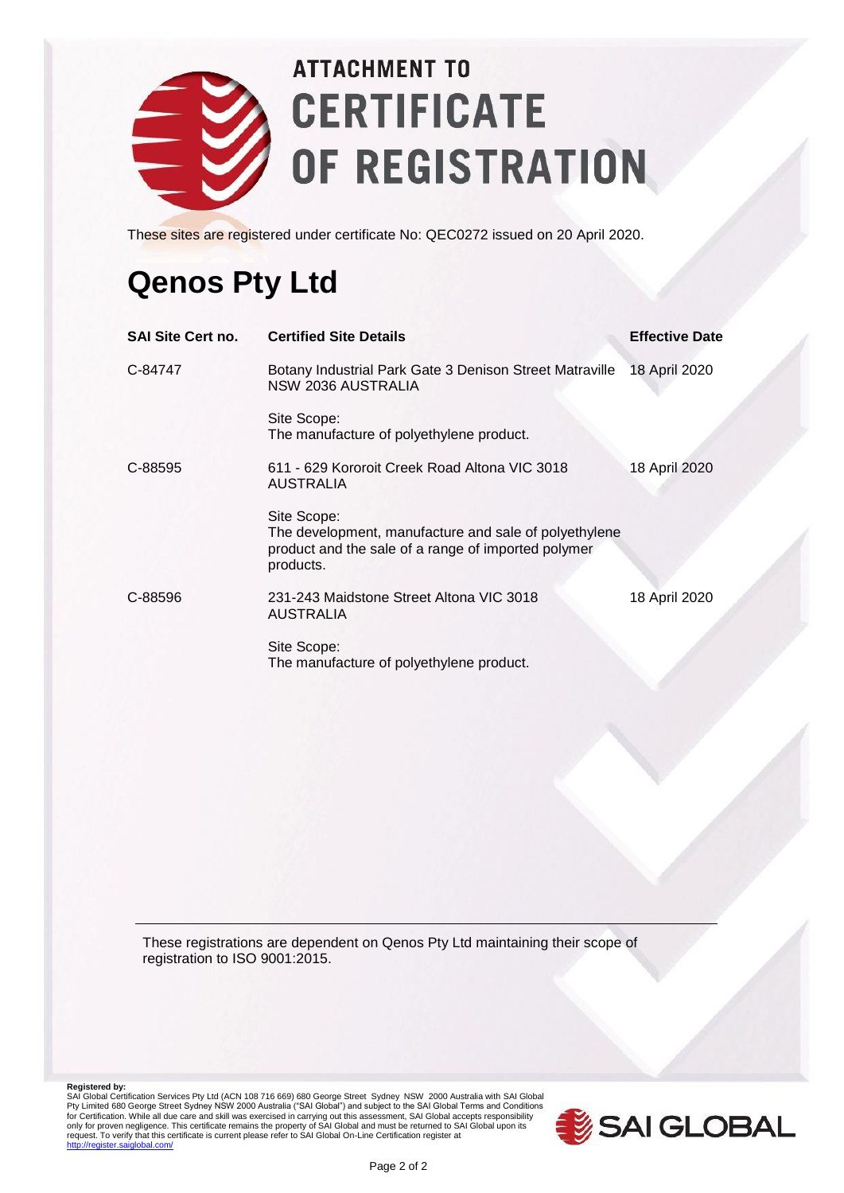# ATTACHMENT TO CERTIFICATE OF REGISTRATION

These sites are registered under certificate No: QEC0272 issued on 20 April 2020.

## Qenos Pty Ltd

| SAI Site Cert no. | Certified Site Details | Effective Date |
|---|---|---|
| C-84747 | Botany Industrial Park Gate 3 Denison Street Matraville NSW 2036 AUSTRALIA<br><br>Site Scope:<br>The manufacture of polyethylene product. | 18 April 2020 |
| C-88595 | 611 - 629 Kororoit Creek Road Altona VIC 3018 AUSTRALIA<br><br>Site Scope:<br>The development, manufacture and sale of polyethylene product and the sale of a range of imported polymer products. | 18 April 2020 |
| C-88596 | 231-243 Maidstone Street Altona VIC 3018 AUSTRALIA<br><br>Site Scope:<br>The manufacture of polyethylene product. | 18 April 2020 |

These registrations are dependent on Qenos Pty Ltd maintaining their scope of registration to ISO 9001:2015.

**Registered by:**
SAI Global Certification Services Pty Ltd (ACN 108 716 669) 680 George Street Sydney NSW 2000 Australia with SAI Global Pty Limited 680 George Street Sydney NSW 2000 Australia ("SAI Global") and subject to the SAI Global Terms and Conditions for Certification. While all due care and skill was exercised in carrying out this assessment, SAI Global accepts responsibility only for proven negligence. This certificate remains the property of SAI Global and must be returned to SAI Global upon its request. To verify that this certificate is current please refer to SAI Global On-Line Certification register at http://register.saiglobal.com/

SAI GLOBAL